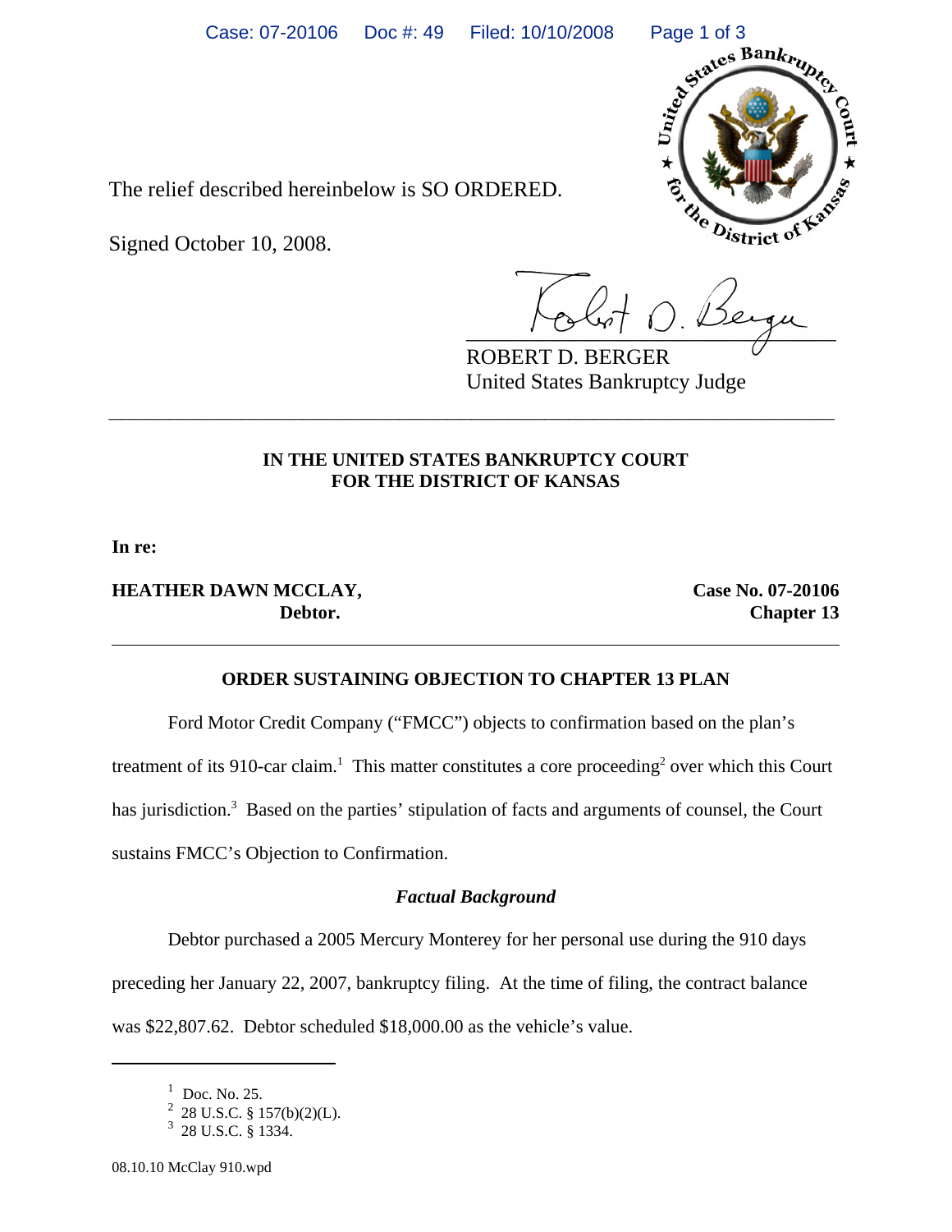The relief described hereinbelow is SO ORDERED.

Signed October 10, 2008.

ROBERT D. BERGER
United States Bankruptcy Judge

---

**IN THE UNITED STATES BANKRUPTCY COURT**
**FOR THE DISTRICT OF KANSAS**

**In re:**

**HEATHER DAWN MCCLAY,**
**Debtor.**

**Case No. 07-20106**
**Chapter 13**

---

**ORDER SUSTAINING OBJECTION TO CHAPTER 13 PLAN**

Ford Motor Credit Company ("FMCC") objects to confirmation based on the plan's treatment of its 910-car claim.[1] This matter constitutes a core proceeding[2] over which this Court has jurisdiction.[3] Based on the parties' stipulation of facts and arguments of counsel, the Court sustains FMCC's Objection to Confirmation.

***Factual Background***

Debtor purchased a 2005 Mercury Monterey for her personal use during the 910 days preceding her January 22, 2007, bankruptcy filing. At the time of filing, the contract balance was $22,807.62. Debtor scheduled $18,000.00 as the vehicle's value.

---

[1] Doc. No. 25.

[2] 28 U.S.C. § 157(b)(2)(L).

[3] 28 U.S.C. § 1334.

08.10.10 McClay 910.wpd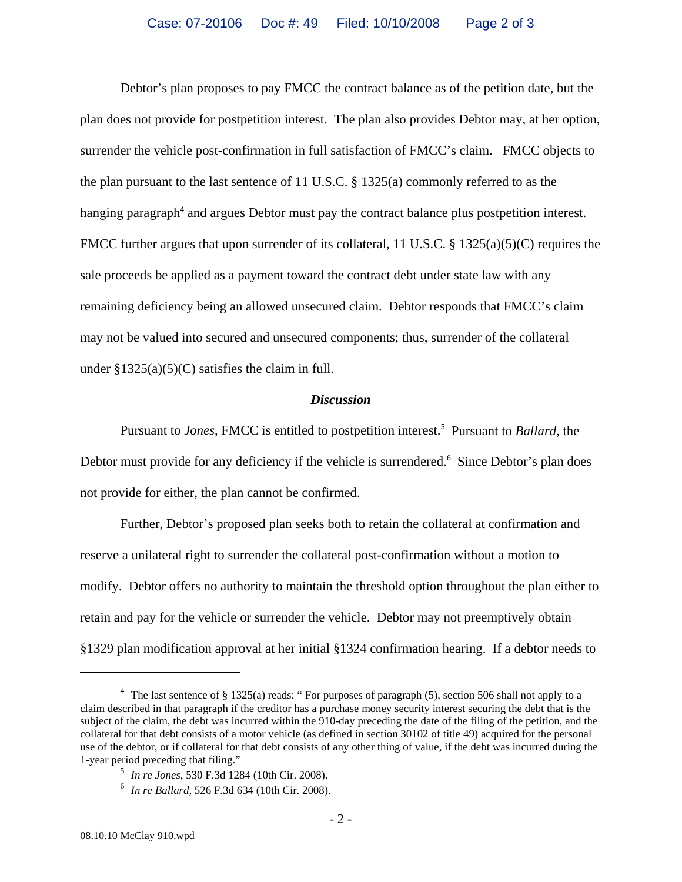Debtor's plan proposes to pay FMCC the contract balance as of the petition date, but the plan does not provide for postpetition interest. The plan also provides Debtor may, at her option, surrender the vehicle post-confirmation in full satisfaction of FMCC's claim. FMCC objects to the plan pursuant to the last sentence of 11 U.S.C. § 1325(a) commonly referred to as the hanging paragraph[4] and argues Debtor must pay the contract balance plus postpetition interest. FMCC further argues that upon surrender of its collateral, 11 U.S.C. § 1325(a)(5)(C) requires the sale proceeds be applied as a payment toward the contract debt under state law with any remaining deficiency being an allowed unsecured claim. Debtor responds that FMCC's claim may not be valued into secured and unsecured components; thus, surrender of the collateral under §1325(a)(5)(C) satisfies the claim in full.

### *Discussion*

Pursuant to *Jones*, FMCC is entitled to postpetition interest.[5] Pursuant to *Ballard*, the Debtor must provide for any deficiency if the vehicle is surrendered.[6] Since Debtor's plan does not provide for either, the plan cannot be confirmed.

Further, Debtor's proposed plan seeks both to retain the collateral at confirmation and reserve a unilateral right to surrender the collateral post-confirmation without a motion to modify. Debtor offers no authority to maintain the threshold option throughout the plan either to retain and pay for the vehicle or surrender the vehicle. Debtor may not preemptively obtain §1329 plan modification approval at her initial §1324 confirmation hearing. If a debtor needs to

---

[4] The last sentence of § 1325(a) reads: " For purposes of paragraph (5), section 506 shall not apply to a claim described in that paragraph if the creditor has a purchase money security interest securing the debt that is the subject of the claim, the debt was incurred within the 910-day preceding the date of the filing of the petition, and the collateral for that debt consists of a motor vehicle (as defined in section 30102 of title 49) acquired for the personal use of the debtor, or if collateral for that debt consists of any other thing of value, if the debt was incurred during the 1-year period preceding that filing."

[5] *In re Jones*, 530 F.3d 1284 (10th Cir. 2008).

[6] *In re Ballard,* 526 F.3d 634 (10th Cir. 2008).

08.10.10 McClay 910.wpd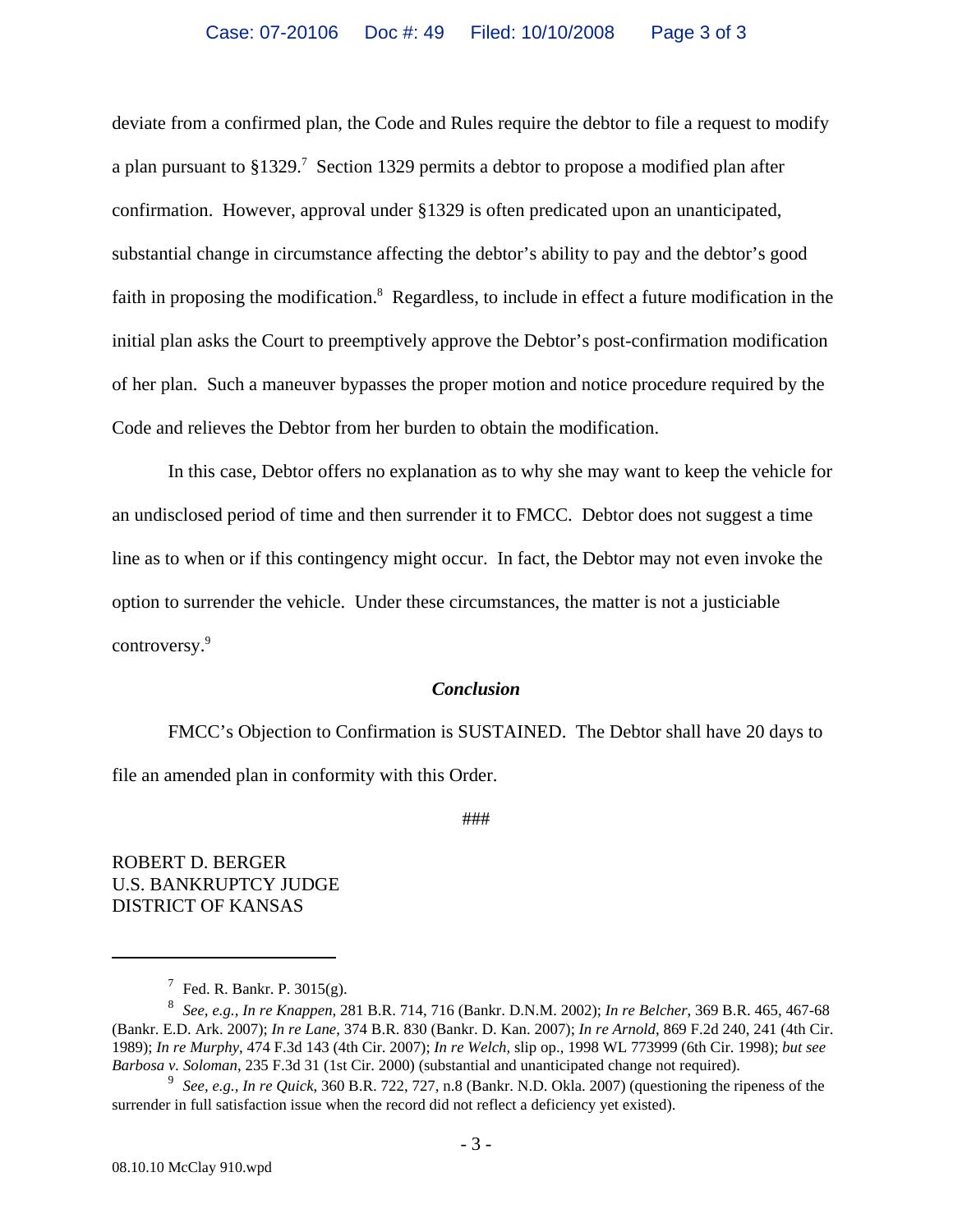deviate from a confirmed plan, the Code and Rules require the debtor to file a request to modify a plan pursuant to §1329.[7] Section 1329 permits a debtor to propose a modified plan after confirmation. However, approval under §1329 is often predicated upon an unanticipated, substantial change in circumstance affecting the debtor's ability to pay and the debtor's good faith in proposing the modification.[8] Regardless, to include in effect a future modification in the initial plan asks the Court to preemptively approve the Debtor's post-confirmation modification of her plan. Such a maneuver bypasses the proper motion and notice procedure required by the Code and relieves the Debtor from her burden to obtain the modification.

In this case, Debtor offers no explanation as to why she may want to keep the vehicle for an undisclosed period of time and then surrender it to FMCC. Debtor does not suggest a time line as to when or if this contingency might occur. In fact, the Debtor may not even invoke the option to surrender the vehicle. Under these circumstances, the matter is not a justiciable controversy.[9]

### *Conclusion*

FMCC's Objection to Confirmation is SUSTAINED. The Debtor shall have 20 days to file an amended plan in conformity with this Order.

###

ROBERT D. BERGER
U.S. BANKRUPTCY JUDGE
DISTRICT OF KANSAS

---

[7] Fed. R. Bankr. P. 3015(g).

[8] *See, e.g., In re Knappen*, 281 B.R. 714, 716 (Bankr. D.N.M. 2002); *In re Belcher*, 369 B.R. 465, 467-68 (Bankr. E.D. Ark. 2007); *In re Lane*, 374 B.R. 830 (Bankr. D. Kan. 2007); *In re Arnold*, 869 F.2d 240, 241 (4th Cir. 1989); *In re Murphy*, 474 F.3d 143 (4th Cir. 2007); *In re Welch*, slip op., 1998 WL 773999 (6th Cir. 1998); *but see Barbosa v. Soloman*, 235 F.3d 31 (1st Cir. 2000) (substantial and unanticipated change not required).

[9] *See, e.g., In re Quick*, 360 B.R. 722, 727, n.8 (Bankr. N.D. Okla. 2007) (questioning the ripeness of the surrender in full satisfaction issue when the record did not reflect a deficiency yet existed).

08.10.10 McClay 910.wpd